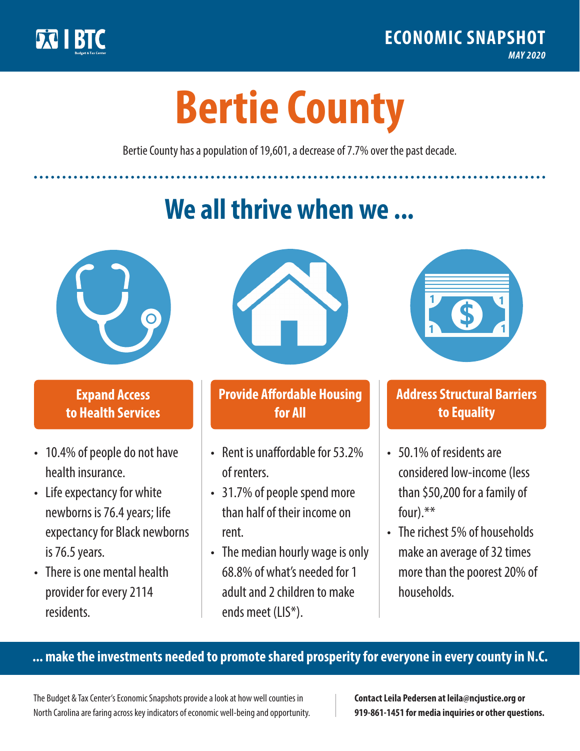BTC | Budget & Tax Center

**ECONOMIC SNAPSHOT**
*MAY 2020*

# Bertie County

Bertie County has a population of 19,601, a decrease of 7.7% over the past decade.

## We all thrive when we ...

### Expand Access to Health Services

- 10.4% of people do not have health insurance.
- Life expectancy for white newborns is 76.4 years; life expectancy for Black newborns is 76.5 years.
- There is one mental health provider for every 2114 residents.

### Provide Affordable Housing for All

- Rent is unaffordable for 53.2% of renters.
- 31.7% of people spend more than half of their income on rent.
- The median hourly wage is only 68.8% of what's needed for 1 adult and 2 children to make ends meet (LIS*).

### Address Structural Barriers to Equality

- 50.1% of residents are considered low-income (less than $50,200 for a family of four).**
- The richest 5% of households make an average of 32 times more than the poorest 20% of households.

**... make the investments needed to promote shared prosperity for everyone in every county in N.C.**

The Budget & Tax Center's Economic Snapshots provide a look at how well counties in North Carolina are faring across key indicators of economic well-being and opportunity.

**Contact Leila Pedersen at leila@ncjustice.org or 919-861-1451 for media inquiries or other questions.**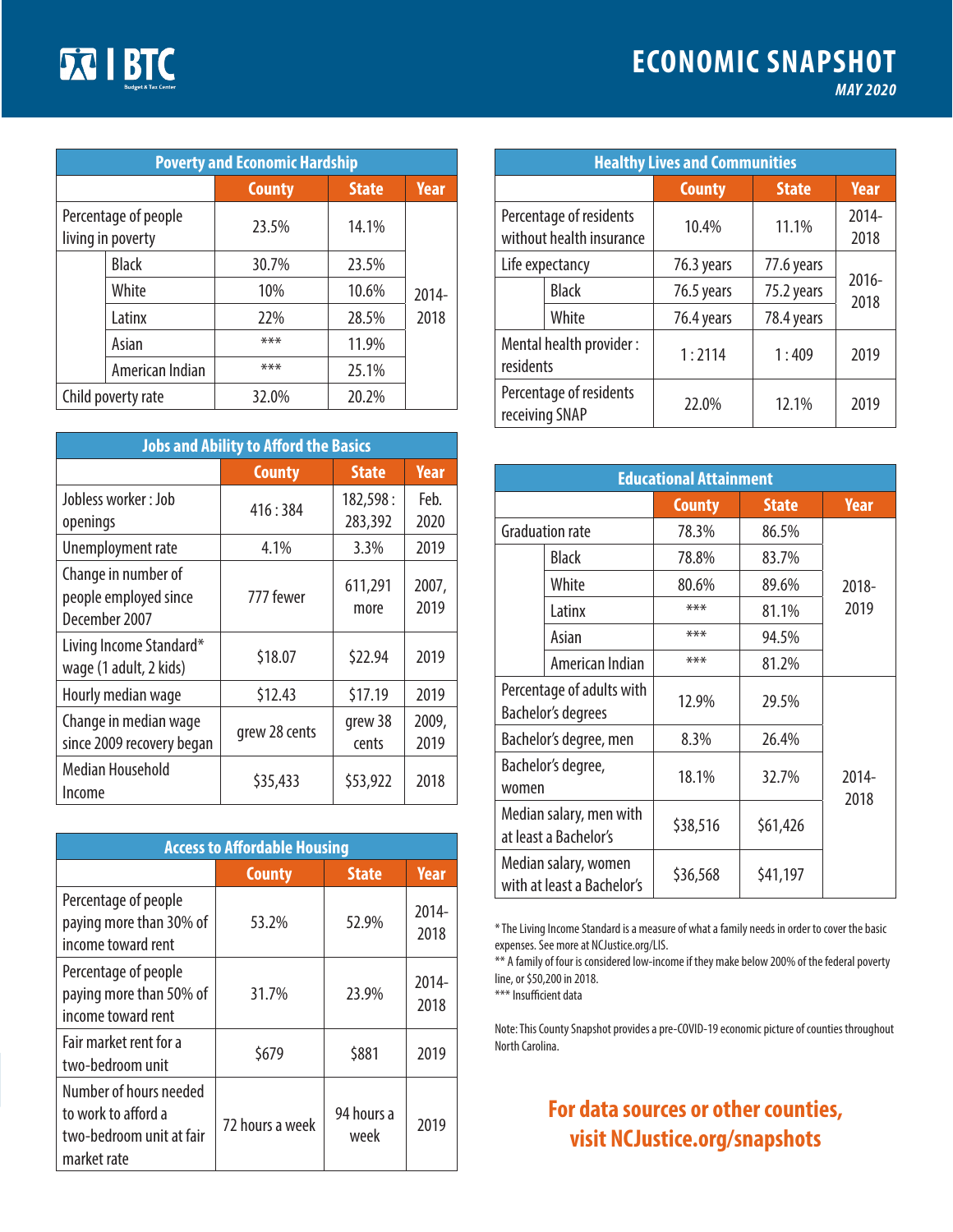BTC Budget & Tax Center

# ECONOMIC SNAPSHOT

*MAY 2020*

## Poverty and Economic Hardship

| | | County | State | Year |
|---|---|---|---|---|
| Percentage of people living in poverty | | 23.5% | 14.1% | 2014-2018 |
| | Black | 30.7% | 23.5% | |
| | White | 10% | 10.6% | |
| | Latinx | 22% | 28.5% | |
| | Asian | *** | 11.9% | |
| | American Indian | *** | 25.1% | |
| Child poverty rate | | 32.0% | 20.2% | |

## Jobs and Ability to Afford the Basics

| | County | State | Year |
|---|---|---|---|
| Jobless worker : Job openings | 416 : 384 | 182,598 : 283,392 | Feb. 2020 |
| Unemployment rate | 4.1% | 3.3% | 2019 |
| Change in number of people employed since December 2007 | 777 fewer | 611,291 more | 2007, 2019 |
| Living Income Standard* wage (1 adult, 2 kids) | $18.07 | $22.94 | 2019 |
| Hourly median wage | $12.43 | $17.19 | 2019 |
| Change in median wage since 2009 recovery began | grew 28 cents | grew 38 cents | 2009, 2019 |
| Median Household Income | $35,433 | $53,922 | 2018 |

## Access to Affordable Housing

| | County | State | Year |
|---|---|---|---|
| Percentage of people paying more than 30% of income toward rent | 53.2% | 52.9% | 2014-2018 |
| Percentage of people paying more than 50% of income toward rent | 31.7% | 23.9% | 2014-2018 |
| Fair market rent for a two-bedroom unit | $679 | $881 | 2019 |
| Number of hours needed to work to afford a two-bedroom unit at fair market rate | 72 hours a week | 94 hours a week | 2019 |

## Healthy Lives and Communities

| | | County | State | Year |
|---|---|---|---|---|
| Percentage of residents without health insurance | | 10.4% | 11.1% | 2014-2018 |
| Life expectancy | | 76.3 years | 77.6 years | 2016-2018 |
| | Black | 76.5 years | 75.2 years | |
| | White | 76.4 years | 78.4 years | |
| Mental health provider : residents | | 1 : 2114 | 1 : 409 | 2019 |
| Percentage of residents receiving SNAP | | 22.0% | 12.1% | 2019 |

## Educational Attainment

| | | County | State | Year |
|---|---|---|---|---|
| Graduation rate | | 78.3% | 86.5% | 2018-2019 |
| | Black | 78.8% | 83.7% | |
| | White | 80.6% | 89.6% | |
| | Latinx | *** | 81.1% | |
| | Asian | *** | 94.5% | |
| | American Indian | *** | 81.2% | |
| Percentage of adults with Bachelor's degrees | | 12.9% | 29.5% | 2014-2018 |
| Bachelor's degree, men | | 8.3% | 26.4% | |
| Bachelor's degree, women | | 18.1% | 32.7% | |
| Median salary, men with at least a Bachelor's | | $38,516 | $61,426 | |
| Median salary, women with at least a Bachelor's | | $36,568 | $41,197 | |

* The Living Income Standard is a measure of what a family needs in order to cover the basic expenses. See more at NCJustice.org/LIS.

** A family of four is considered low-income if they make below 200% of the federal poverty line, or $50,200 in 2018.

*** Insufficient data

Note: This County Snapshot provides a pre-COVID-19 economic picture of counties throughout North Carolina.

**For data sources or other counties, visit NCJustice.org/snapshots**